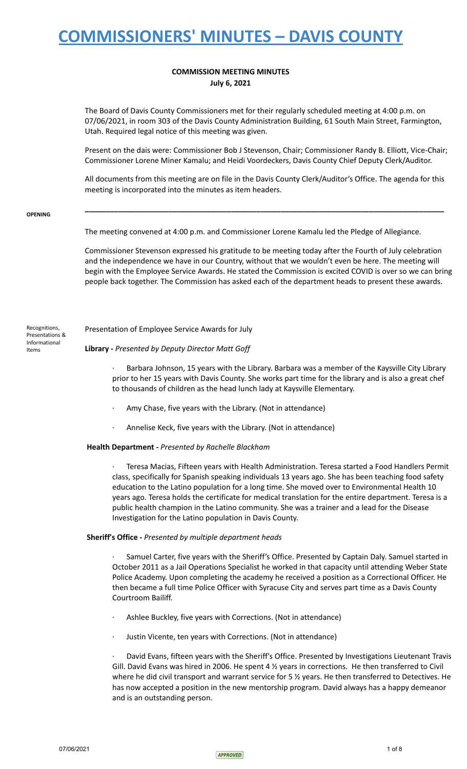# COMMISSIONERS' MINUTES – DAVIS COUNTY

**COMMISSION MEETING MINUTES**
**July 6, 2021**

The Board of Davis County Commissioners met for their regularly scheduled meeting at 4:00 p.m. on 07/06/2021, in room 303 of the Davis County Administration Building, 61 South Main Street, Farmington, Utah. Required legal notice of this meeting was given.

Present on the dais were: Commissioner Bob J Stevenson, Chair; Commissioner Randy B. Elliott, Vice-Chair; Commissioner Lorene Miner Kamalu; and Heidi Voordeckers, Davis County Chief Deputy Clerk/Auditor.

All documents from this meeting are on file in the Davis County Clerk/Auditor's Office. The agenda for this meeting is incorporated into the minutes as item headers.

---

**OPENING**

The meeting convened at 4:00 p.m. and Commissioner Lorene Kamalu led the Pledge of Allegiance.

Commissioner Stevenson expressed his gratitude to be meeting today after the Fourth of July celebration and the independence we have in our Country, without that we wouldn't even be here. The meeting will begin with the Employee Service Awards. He stated the Commission is excited COVID is over so we can bring people back together. The Commission has asked each of the department heads to present these awards.

Recognitions, Presentations & Informational Items

Presentation of Employee Service Awards for July

**Library -** *Presented by Deputy Director Matt Goff*

- Barbara Johnson, 15 years with the Library. Barbara was a member of the Kaysville City Library prior to her 15 years with Davis County. She works part time for the library and is also a great chef to thousands of children as the head lunch lady at Kaysville Elementary.
- Amy Chase, five years with the Library. (Not in attendance)
- Annelise Keck, five years with the Library. (Not in attendance)

**Health Department -** *Presented by Rachelle Blackham*

- Teresa Macias, Fifteen years with Health Administration. Teresa started a Food Handlers Permit class, specifically for Spanish speaking individuals 13 years ago. She has been teaching food safety education to the Latino population for a long time. She moved over to Environmental Health 10 years ago. Teresa holds the certificate for medical translation for the entire department. Teresa is a public health champion in the Latino community. She was a trainer and a lead for the Disease Investigation for the Latino population in Davis County.

**Sheriff's Office -** *Presented by multiple department heads*

- Samuel Carter, five years with the Sheriff's Office. Presented by Captain Daly. Samuel started in October 2011 as a Jail Operations Specialist he worked in that capacity until attending Weber State Police Academy. Upon completing the academy he received a position as a Correctional Officer. He then became a full time Police Officer with Syracuse City and serves part time as a Davis County Courtroom Bailiff.
- Ashlee Buckley, five years with Corrections. (Not in attendance)
- Justin Vicente, ten years with Corrections. (Not in attendance)
- David Evans, fifteen years with the Sheriff's Office. Presented by Investigations Lieutenant Travis Gill. David Evans was hired in 2006. He spent 4 ½ years in corrections. He then transferred to Civil where he did civil transport and warrant service for 5 ½ years. He then transferred to Detectives. He has now accepted a position in the new mentorship program. David always has a happy demeanor and is an outstanding person.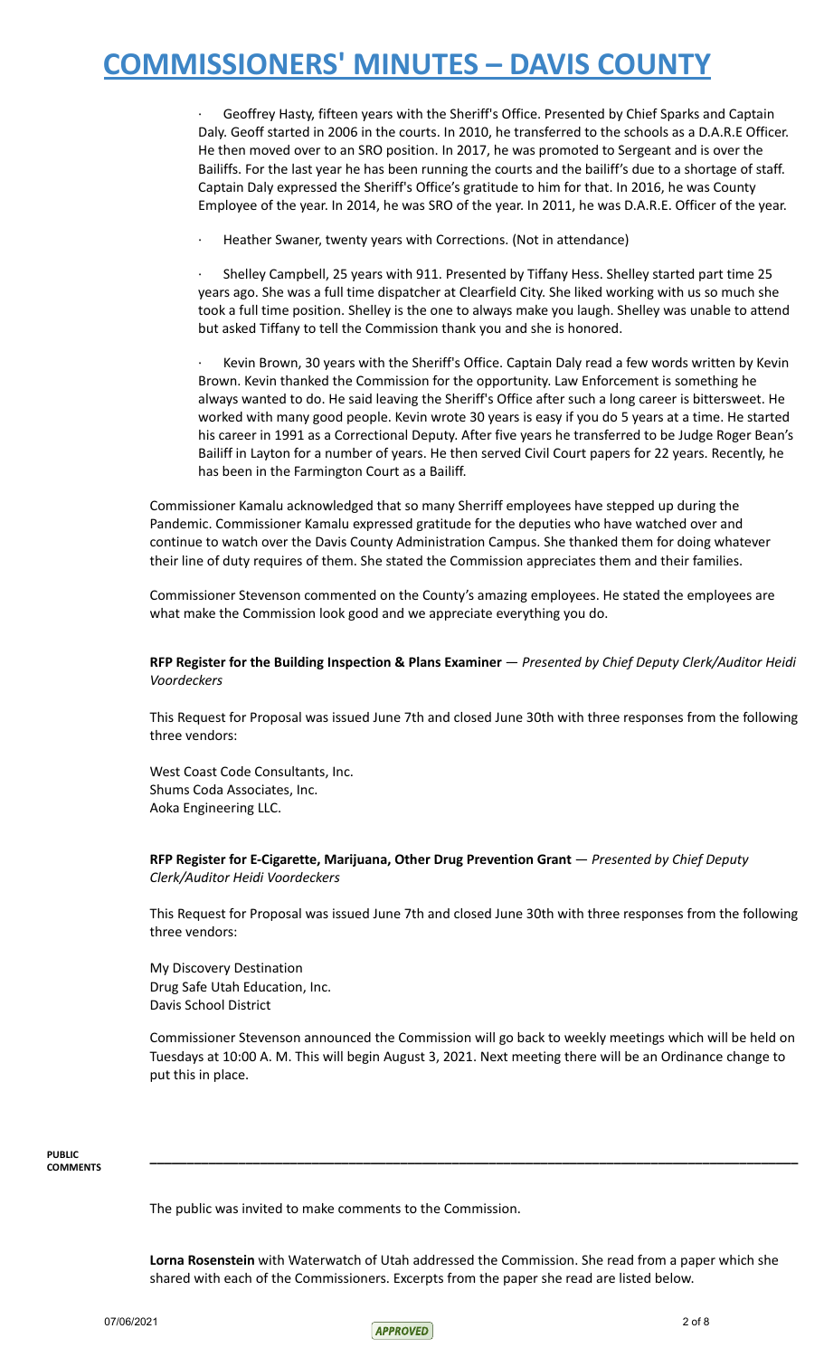- Geoffrey Hasty, fifteen years with the Sheriff's Office. Presented by Chief Sparks and Captain Daly. Geoff started in 2006 in the courts. In 2010, he transferred to the schools as a D.A.R.E Officer. He then moved over to an SRO position. In 2017, he was promoted to Sergeant and is over the Bailiffs. For the last year he has been running the courts and the bailiff's due to a shortage of staff. Captain Daly expressed the Sheriff's Office's gratitude to him for that. In 2016, he was County Employee of the year. In 2014, he was SRO of the year. In 2011, he was D.A.R.E. Officer of the year.

- Heather Swaner, twenty years with Corrections. (Not in attendance)

- Shelley Campbell, 25 years with 911. Presented by Tiffany Hess. Shelley started part time 25 years ago. She was a full time dispatcher at Clearfield City. She liked working with us so much she took a full time position. Shelley is the one to always make you laugh. Shelley was unable to attend but asked Tiffany to tell the Commission thank you and she is honored.

- Kevin Brown, 30 years with the Sheriff's Office. Captain Daly read a few words written by Kevin Brown. Kevin thanked the Commission for the opportunity. Law Enforcement is something he always wanted to do. He said leaving the Sheriff's Office after such a long career is bittersweet. He worked with many good people. Kevin wrote 30 years is easy if you do 5 years at a time. He started his career in 1991 as a Correctional Deputy. After five years he transferred to be Judge Roger Bean's Bailiff in Layton for a number of years. He then served Civil Court papers for 22 years. Recently, he has been in the Farmington Court as a Bailiff.

Commissioner Kamalu acknowledged that so many Sherriff employees have stepped up during the Pandemic. Commissioner Kamalu expressed gratitude for the deputies who have watched over and continue to watch over the Davis County Administration Campus. She thanked them for doing whatever their line of duty requires of them. She stated the Commission appreciates them and their families.

Commissioner Stevenson commented on the County's amazing employees. He stated the employees are what make the Commission look good and we appreciate everything you do.

**RFP Register for the Building Inspection & Plans Examiner** — *Presented by Chief Deputy Clerk/Auditor Heidi Voordeckers*

This Request for Proposal was issued June 7th and closed June 30th with three responses from the following three vendors:

West Coast Code Consultants, Inc.
Shums Coda Associates, Inc.
Aoka Engineering LLC.

**RFP Register for E-Cigarette, Marijuana, Other Drug Prevention Grant** — *Presented by Chief Deputy Clerk/Auditor Heidi Voordeckers*

This Request for Proposal was issued June 7th and closed June 30th with three responses from the following three vendors:

My Discovery Destination
Drug Safe Utah Education, Inc.
Davis School District

Commissioner Stevenson announced the Commission will go back to weekly meetings which will be held on Tuesdays at 10:00 A. M. This will begin August 3, 2021. Next meeting there will be an Ordinance change to put this in place.

**PUBLIC COMMENTS**

---

The public was invited to make comments to the Commission.

**Lorna Rosenstein** with Waterwatch of Utah addressed the Commission. She read from a paper which she shared with each of the Commissioners. Excerpts from the paper she read are listed below.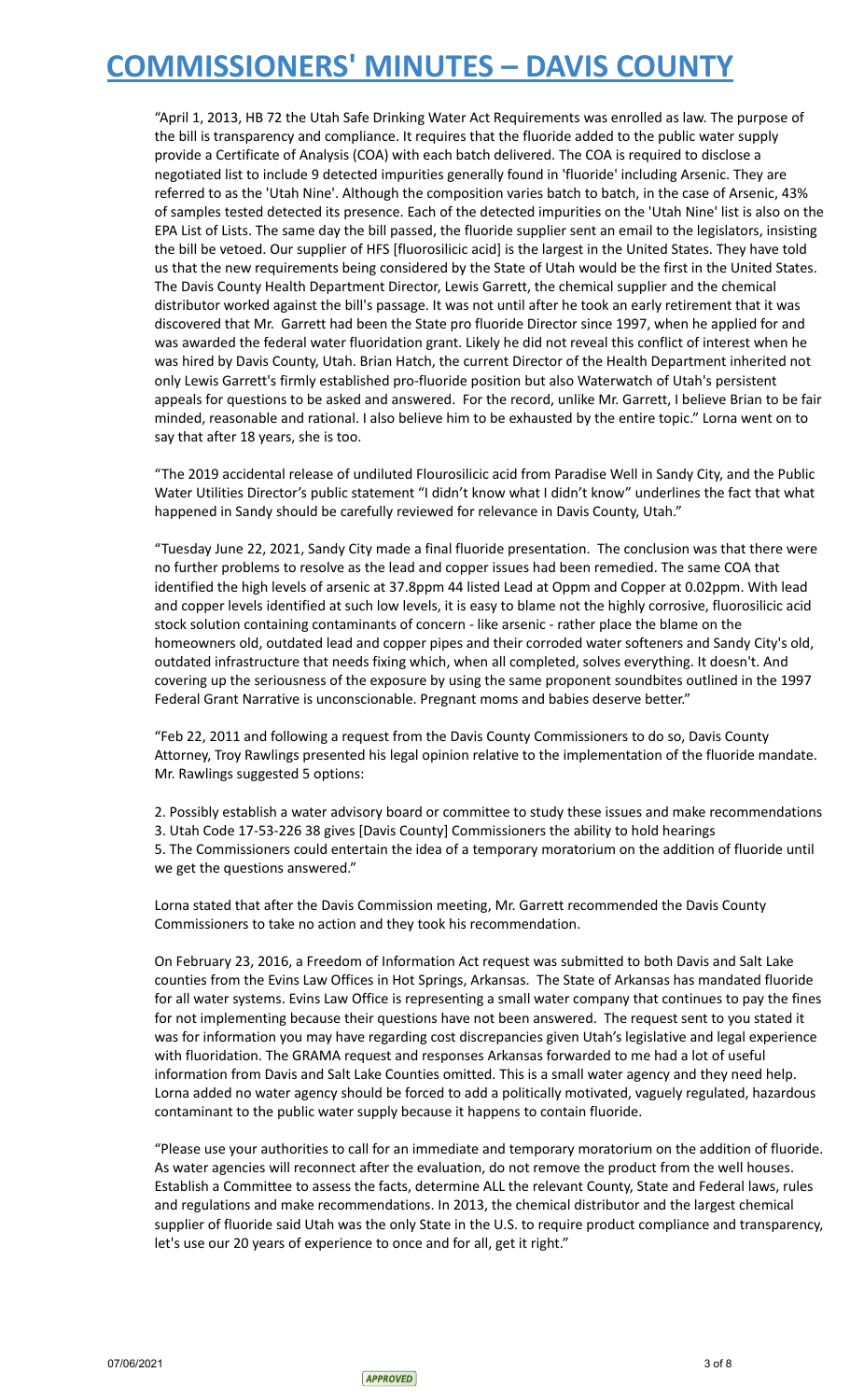"April 1, 2013, HB 72 the Utah Safe Drinking Water Act Requirements was enrolled as law. The purpose of the bill is transparency and compliance. It requires that the fluoride added to the public water supply provide a Certificate of Analysis (COA) with each batch delivered. The COA is required to disclose a negotiated list to include 9 detected impurities generally found in 'fluoride' including Arsenic. They are referred to as the 'Utah Nine'. Although the composition varies batch to batch, in the case of Arsenic, 43% of samples tested detected its presence. Each of the detected impurities on the 'Utah Nine' list is also on the EPA List of Lists. The same day the bill passed, the fluoride supplier sent an email to the legislators, insisting the bill be vetoed. Our supplier of HFS [fluorosilicic acid] is the largest in the United States. They have told us that the new requirements being considered by the State of Utah would be the first in the United States. The Davis County Health Department Director, Lewis Garrett, the chemical supplier and the chemical distributor worked against the bill's passage. It was not until after he took an early retirement that it was discovered that Mr. Garrett had been the State pro fluoride Director since 1997, when he applied for and was awarded the federal water fluoridation grant. Likely he did not reveal this conflict of interest when he was hired by Davis County, Utah. Brian Hatch, the current Director of the Health Department inherited not only Lewis Garrett's firmly established pro-fluoride position but also Waterwatch of Utah's persistent appeals for questions to be asked and answered. For the record, unlike Mr. Garrett, I believe Brian to be fair minded, reasonable and rational. I also believe him to be exhausted by the entire topic." Lorna went on to say that after 18 years, she is too.

"The 2019 accidental release of undiluted Flourosilicic acid from Paradise Well in Sandy City, and the Public Water Utilities Director's public statement "I didn't know what I didn't know" underlines the fact that what happened in Sandy should be carefully reviewed for relevance in Davis County, Utah."

"Tuesday June 22, 2021, Sandy City made a final fluoride presentation. The conclusion was that there were no further problems to resolve as the lead and copper issues had been remedied. The same COA that identified the high levels of arsenic at 37.8ppm 44 listed Lead at Oppm and Copper at 0.02ppm. With lead and copper levels identified at such low levels, it is easy to blame not the highly corrosive, fluorosilicic acid stock solution containing contaminants of concern - like arsenic - rather place the blame on the homeowners old, outdated lead and copper pipes and their corroded water softeners and Sandy City's old, outdated infrastructure that needs fixing which, when all completed, solves everything. It doesn't. And covering up the seriousness of the exposure by using the same proponent soundbites outlined in the 1997 Federal Grant Narrative is unconscionable. Pregnant moms and babies deserve better."

"Feb 22, 2011 and following a request from the Davis County Commissioners to do so, Davis County Attorney, Troy Rawlings presented his legal opinion relative to the implementation of the fluoride mandate. Mr. Rawlings suggested 5 options:

2. Possibly establish a water advisory board or committee to study these issues and make recommendations
3. Utah Code 17-53-226 38 gives [Davis County] Commissioners the ability to hold hearings
5. The Commissioners could entertain the idea of a temporary moratorium on the addition of fluoride until we get the questions answered."

Lorna stated that after the Davis Commission meeting, Mr. Garrett recommended the Davis County Commissioners to take no action and they took his recommendation.

On February 23, 2016, a Freedom of Information Act request was submitted to both Davis and Salt Lake counties from the Evins Law Offices in Hot Springs, Arkansas. The State of Arkansas has mandated fluoride for all water systems. Evins Law Office is representing a small water company that continues to pay the fines for not implementing because their questions have not been answered. The request sent to you stated it was for information you may have regarding cost discrepancies given Utah's legislative and legal experience with fluoridation. The GRAMA request and responses Arkansas forwarded to me had a lot of useful information from Davis and Salt Lake Counties omitted. This is a small water agency and they need help. Lorna added no water agency should be forced to add a politically motivated, vaguely regulated, hazardous contaminant to the public water supply because it happens to contain fluoride.

"Please use your authorities to call for an immediate and temporary moratorium on the addition of fluoride. As water agencies will reconnect after the evaluation, do not remove the product from the well houses. Establish a Committee to assess the facts, determine ALL the relevant County, State and Federal laws, rules and regulations and make recommendations. In 2013, the chemical distributor and the largest chemical supplier of fluoride said Utah was the only State in the U.S. to require product compliance and transparency, let's use our 20 years of experience to once and for all, get it right."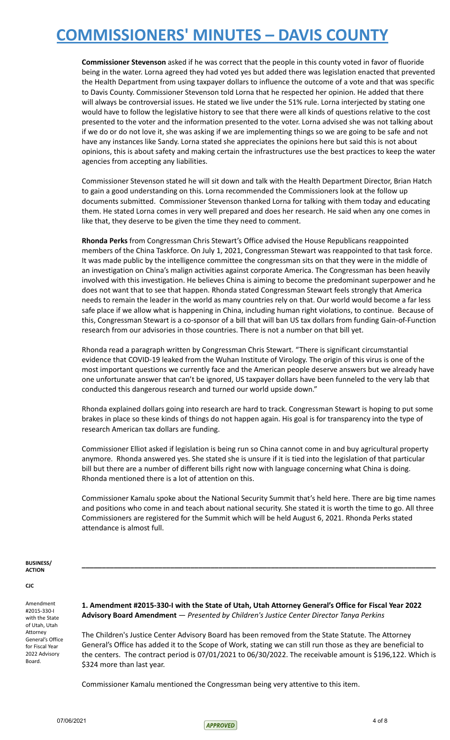**Commissioner Stevenson** asked if he was correct that the people in this county voted in favor of fluoride being in the water. Lorna agreed they had voted yes but added there was legislation enacted that prevented the Health Department from using taxpayer dollars to influence the outcome of a vote and that was specific to Davis County. Commissioner Stevenson told Lorna that he respected her opinion. He added that there will always be controversial issues. He stated we live under the 51% rule. Lorna interjected by stating one would have to follow the legislative history to see that there were all kinds of questions relative to the cost presented to the voter and the information presented to the voter. Lorna advised she was not talking about if we do or do not love it, she was asking if we are implementing things so we are going to be safe and not have any instances like Sandy. Lorna stated she appreciates the opinions here but said this is not about opinions, this is about safety and making certain the infrastructures use the best practices to keep the water agencies from accepting any liabilities.

Commissioner Stevenson stated he will sit down and talk with the Health Department Director, Brian Hatch to gain a good understanding on this. Lorna recommended the Commissioners look at the follow up documents submitted. Commissioner Stevenson thanked Lorna for talking with them today and educating them. He stated Lorna comes in very well prepared and does her research. He said when any one comes in like that, they deserve to be given the time they need to comment.

**Rhonda Perks** from Congressman Chris Stewart's Office advised the House Republicans reappointed members of the China Taskforce. On July 1, 2021, Congressman Stewart was reappointed to that task force. It was made public by the intelligence committee the congressman sits on that they were in the middle of an investigation on China's malign activities against corporate America. The Congressman has been heavily involved with this investigation. He believes China is aiming to become the predominant superpower and he does not want that to see that happen. Rhonda stated Congressman Stewart feels strongly that America needs to remain the leader in the world as many countries rely on that. Our world would become a far less safe place if we allow what is happening in China, including human right violations, to continue. Because of this, Congressman Stewart is a co-sponsor of a bill that will ban US tax dollars from funding Gain-of-Function research from our advisories in those countries. There is not a number on that bill yet.

Rhonda read a paragraph written by Congressman Chris Stewart. "There is significant circumstantial evidence that COVID-19 leaked from the Wuhan Institute of Virology. The origin of this virus is one of the most important questions we currently face and the American people deserve answers but we already have one unfortunate answer that can't be ignored, US taxpayer dollars have been funneled to the very lab that conducted this dangerous research and turned our world upside down."

Rhonda explained dollars going into research are hard to track. Congressman Stewart is hoping to put some brakes in place so these kinds of things do not happen again. His goal is for transparency into the type of research American tax dollars are funding.

Commissioner Elliot asked if legislation is being run so China cannot come in and buy agricultural property anymore. Rhonda answered yes. She stated she is unsure if it is tied into the legislation of that particular bill but there are a number of different bills right now with language concerning what China is doing. Rhonda mentioned there is a lot of attention on this.

Commissioner Kamalu spoke about the National Security Summit that's held here. There are big time names and positions who come in and teach about national security. She stated it is worth the time to go. All three Commissioners are registered for the Summit which will be held August 6, 2021. Rhonda Perks stated attendance is almost full.

---

**BUSINESS/ ACTION**

**CJC**

*Amendment #2015-330-I with the State of Utah, Utah Attorney General's Office for Fiscal Year 2022 Advisory Board.*

**1. Amendment #2015-330-I with the State of Utah, Utah Attorney General's Office for Fiscal Year 2022 Advisory Board Amendment** — *Presented by Children's Justice Center Director Tanya Perkins*

The Children's Justice Center Advisory Board has been removed from the State Statute. The Attorney General's Office has added it to the Scope of Work, stating we can still run those as they are beneficial to the centers. The contract period is 07/01/2021 to 06/30/2022. The receivable amount is $196,122. Which is $324 more than last year.

Commissioner Kamalu mentioned the Congressman being very attentive to this item.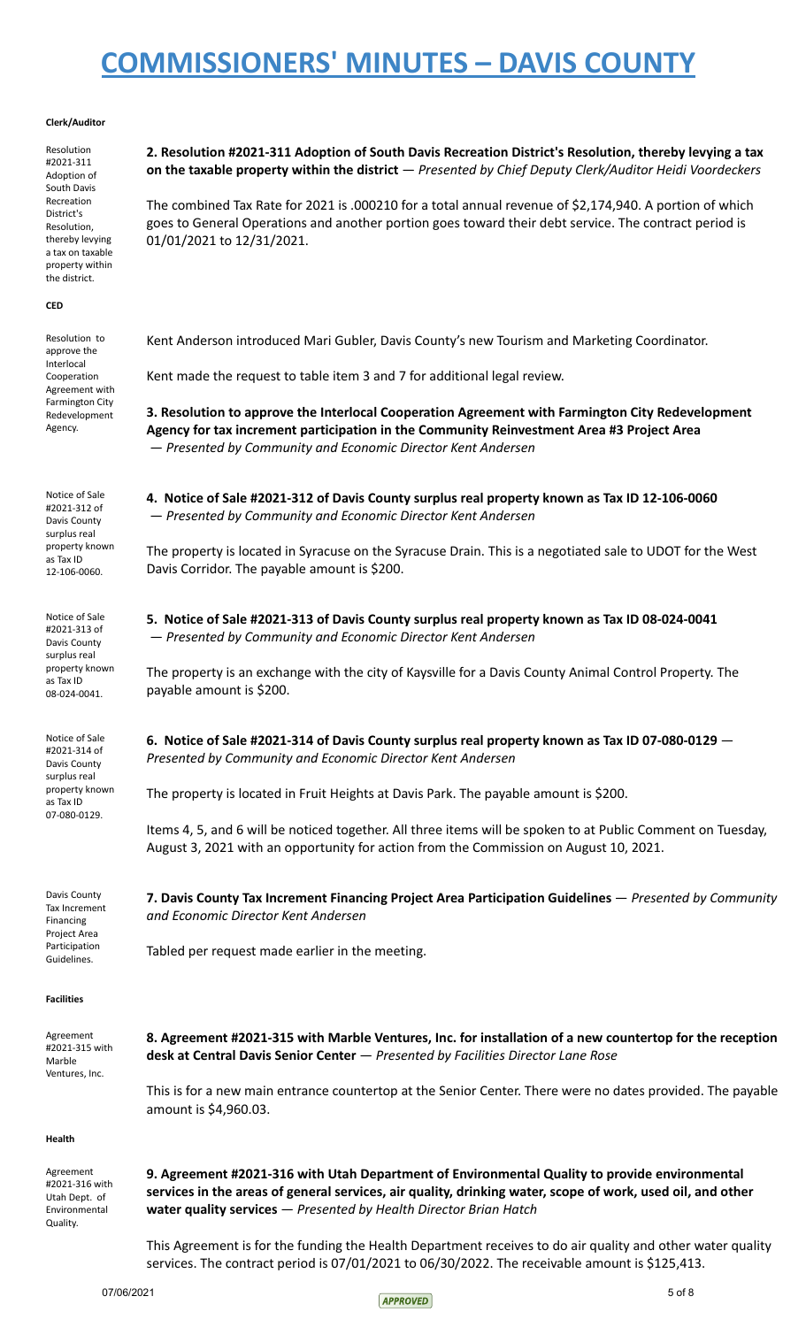# COMMISSIONERS' MINUTES – DAVIS COUNTY

**Clerk/Auditor**

Resolution #2021-311 Adoption of South Davis Recreation District's Resolution, thereby levying a tax on taxable property within the district.

**2. Resolution #2021-311 Adoption of South Davis Recreation District's Resolution, thereby levying a tax on the taxable property within the district** — *Presented by Chief Deputy Clerk/Auditor Heidi Voordeckers*

The combined Tax Rate for 2021 is .000210 for a total annual revenue of $2,174,940. A portion of which goes to General Operations and another portion goes toward their debt service. The contract period is 01/01/2021 to 12/31/2021.

**CED**

Resolution to approve the Interlocal Cooperation Agreement with Farmington City Redevelopment Agency.

Kent Anderson introduced Mari Gubler, Davis County's new Tourism and Marketing Coordinator.

Kent made the request to table item 3 and 7 for additional legal review.

**3. Resolution to approve the Interlocal Cooperation Agreement with Farmington City Redevelopment Agency for tax increment participation in the Community Reinvestment Area #3 Project Area** — *Presented by Community and Economic Director Kent Andersen*

Notice of Sale #2021-312 of Davis County surplus real property known as Tax ID 12-106-0060.

**4. Notice of Sale #2021-312 of Davis County surplus real property known as Tax ID 12-106-0060** — *Presented by Community and Economic Director Kent Andersen*

The property is located in Syracuse on the Syracuse Drain. This is a negotiated sale to UDOT for the West Davis Corridor. The payable amount is $200.

Notice of Sale #2021-313 of Davis County surplus real property known as Tax ID 08-024-0041.

**5. Notice of Sale #2021-313 of Davis County surplus real property known as Tax ID 08-024-0041** — *Presented by Community and Economic Director Kent Andersen*

The property is an exchange with the city of Kaysville for a Davis County Animal Control Property. The payable amount is $200.

Notice of Sale #2021-314 of Davis County surplus real property known as Tax ID 07-080-0129.

**6. Notice of Sale #2021-314 of Davis County surplus real property known as Tax ID 07-080-0129** — *Presented by Community and Economic Director Kent Andersen*

The property is located in Fruit Heights at Davis Park. The payable amount is $200.

Items 4, 5, and 6 will be noticed together. All three items will be spoken to at Public Comment on Tuesday, August 3, 2021 with an opportunity for action from the Commission on August 10, 2021.

Davis County Tax Increment Financing Project Area Participation Guidelines.

**7. Davis County Tax Increment Financing Project Area Participation Guidelines** — *Presented by Community and Economic Director Kent Andersen*

Tabled per request made earlier in the meeting.

**Facilities**

Agreement #2021-315 with Marble Ventures, Inc.

**8. Agreement #2021-315 with Marble Ventures, Inc. for installation of a new countertop for the reception desk at Central Davis Senior Center** — *Presented by Facilities Director Lane Rose*

This is for a new main entrance countertop at the Senior Center. There were no dates provided. The payable amount is $4,960.03.

**Health**

Agreement #2021-316 with Utah Dept. of Environmental Quality.

**9. Agreement #2021-316 with Utah Department of Environmental Quality to provide environmental services in the areas of general services, air quality, drinking water, scope of work, used oil, and other water quality services** — *Presented by Health Director Brian Hatch*

This Agreement is for the funding the Health Department receives to do air quality and other water quality services. The contract period is 07/01/2021 to 06/30/2022. The receivable amount is $125,413.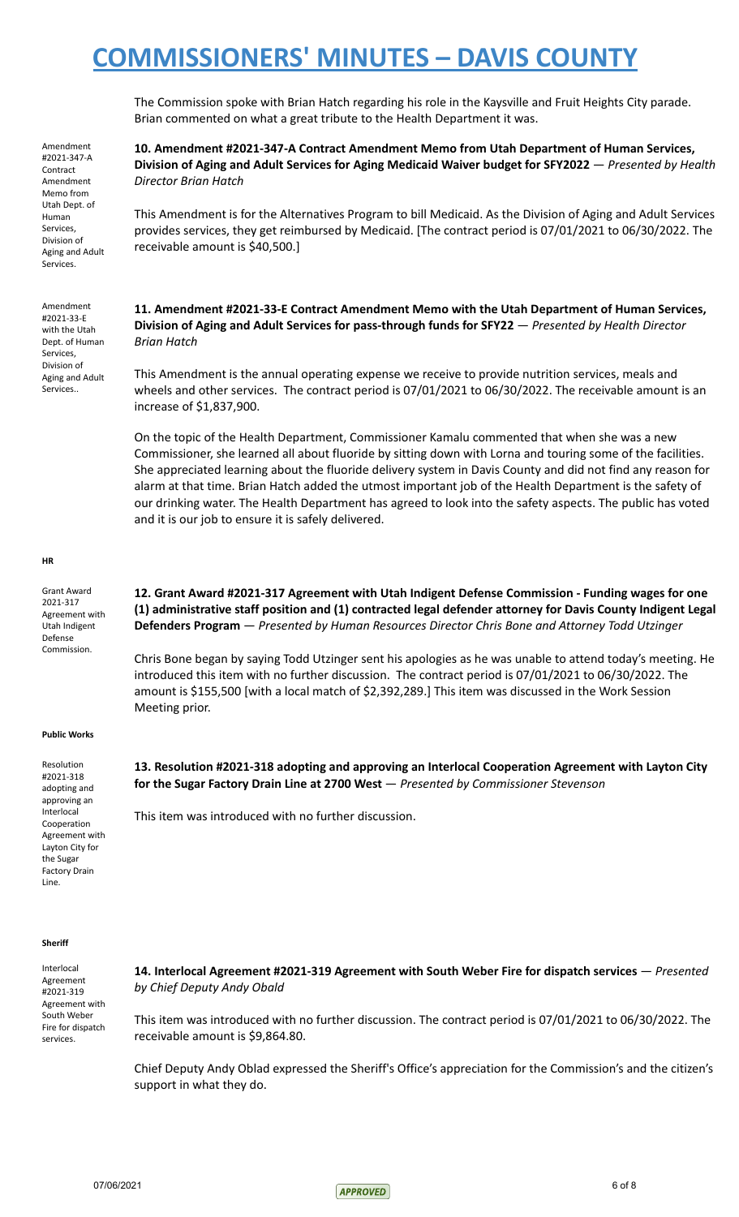The Commission spoke with Brian Hatch regarding his role in the Kaysville and Fruit Heights City parade. Brian commented on what a great tribute to the Health Department it was.

Amendment #2021-347-A Contract Amendment Memo from Utah Dept. of Human Services, Division of Aging and Adult Services.

**10. Amendment #2021-347-A Contract Amendment Memo from Utah Department of Human Services, Division of Aging and Adult Services for Aging Medicaid Waiver budget for SFY2022** — *Presented by Health Director Brian Hatch*

This Amendment is for the Alternatives Program to bill Medicaid. As the Division of Aging and Adult Services provides services, they get reimbursed by Medicaid. [The contract period is 07/01/2021 to 06/30/2022. The receivable amount is $40,500.]

Amendment #2021-33-E with the Utah Dept. of Human Services, Division of Aging and Adult Services..

**11. Amendment #2021-33-E Contract Amendment Memo with the Utah Department of Human Services, Division of Aging and Adult Services for pass-through funds for SFY22** — *Presented by Health Director Brian Hatch*

This Amendment is the annual operating expense we receive to provide nutrition services, meals and wheels and other services. The contract period is 07/01/2021 to 06/30/2022. The receivable amount is an increase of $1,837,900.

On the topic of the Health Department, Commissioner Kamalu commented that when she was a new Commissioner, she learned all about fluoride by sitting down with Lorna and touring some of the facilities. She appreciated learning about the fluoride delivery system in Davis County and did not find any reason for alarm at that time. Brian Hatch added the utmost important job of the Health Department is the safety of our drinking water. The Health Department has agreed to look into the safety aspects. The public has voted and it is our job to ensure it is safely delivered.

**HR**

Grant Award 2021-317 Agreement with Utah Indigent Defense Commission.

**12. Grant Award #2021-317 Agreement with Utah Indigent Defense Commission - Funding wages for one (1) administrative staff position and (1) contracted legal defender attorney for Davis County Indigent Legal Defenders Program** — *Presented by Human Resources Director Chris Bone and Attorney Todd Utzinger*

Chris Bone began by saying Todd Utzinger sent his apologies as he was unable to attend today's meeting. He introduced this item with no further discussion. The contract period is 07/01/2021 to 06/30/2022. The amount is $155,500 [with a local match of $2,392,289.] This item was discussed in the Work Session Meeting prior.

**Public Works**

Resolution #2021-318 adopting and approving an Interlocal Cooperation Agreement with Layton City for the Sugar Factory Drain Line.

**13. Resolution #2021-318 adopting and approving an Interlocal Cooperation Agreement with Layton City for the Sugar Factory Drain Line at 2700 West** — *Presented by Commissioner Stevenson*

This item was introduced with no further discussion.

**Sheriff**

Interlocal Agreement #2021-319 Agreement with South Weber Fire for dispatch services.

**14. Interlocal Agreement #2021-319 Agreement with South Weber Fire for dispatch services** — *Presented by Chief Deputy Andy Obald*

This item was introduced with no further discussion. The contract period is 07/01/2021 to 06/30/2022. The receivable amount is $9,864.80.

Chief Deputy Andy Oblad expressed the Sheriff's Office's appreciation for the Commission's and the citizen's support in what they do.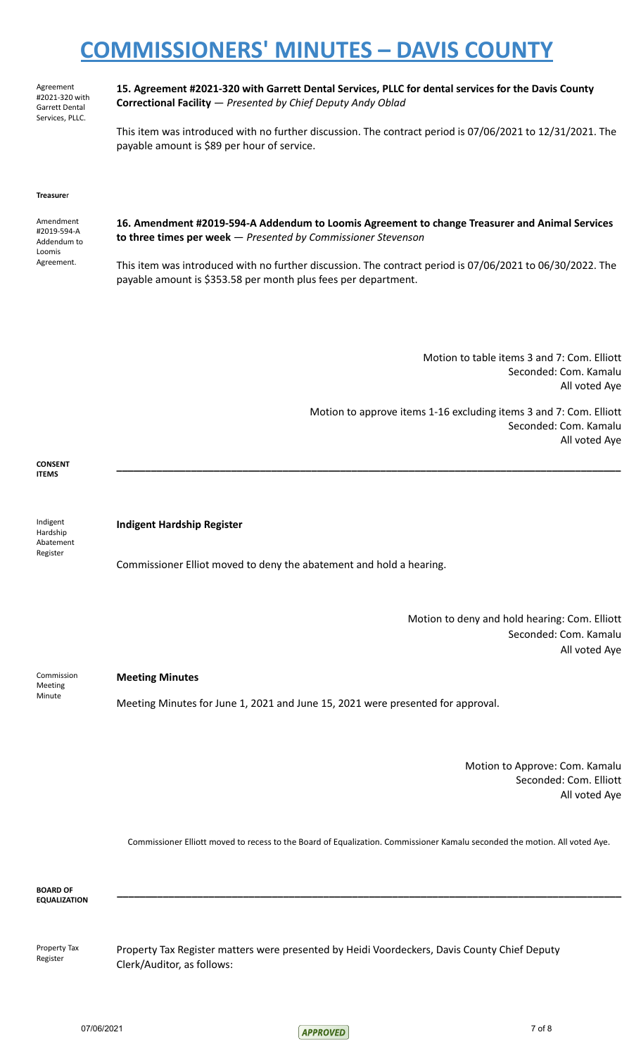Agreement #2021-320 with Garrett Dental Services, PLLC.

**15. Agreement #2021-320 with Garrett Dental Services, PLLC for dental services for the Davis County Correctional Facility** — *Presented by Chief Deputy Andy Oblad*

This item was introduced with no further discussion. The contract period is 07/06/2021 to 12/31/2021. The payable amount is $89 per hour of service.

**Treasurer**

Amendment #2019-594-A Addendum to Loomis Agreement.

**16. Amendment #2019-594-A Addendum to Loomis Agreement to change Treasurer and Animal Services to three times per week** — *Presented by Commissioner Stevenson*

This item was introduced with no further discussion. The contract period is 07/06/2021 to 06/30/2022. The payable amount is $353.58 per month plus fees per department.

Motion to table items 3 and 7: Com. Elliott
Seconded: Com. Kamalu
All voted Aye

Motion to approve items 1-16 excluding items 3 and 7: Com. Elliott
Seconded: Com. Kamalu
All voted Aye

**CONSENT ITEMS**

---

Indigent Hardship Abatement Register

**Indigent Hardship Register**

Commissioner Elliot moved to deny the abatement and hold a hearing.

Motion to deny and hold hearing: Com. Elliott
Seconded: Com. Kamalu
All voted Aye

Commission Meeting Minute

**Meeting Minutes**

Meeting Minutes for June 1, 2021 and June 15, 2021 were presented for approval.

Motion to Approve: Com. Kamalu
Seconded: Com. Elliott
All voted Aye

Commissioner Elliott moved to recess to the Board of Equalization. Commissioner Kamalu seconded the motion. All voted Aye.

**BOARD OF EQUALIZATION**

---

Property Tax Register

Property Tax Register matters were presented by Heidi Voordeckers, Davis County Chief Deputy Clerk/Auditor, as follows: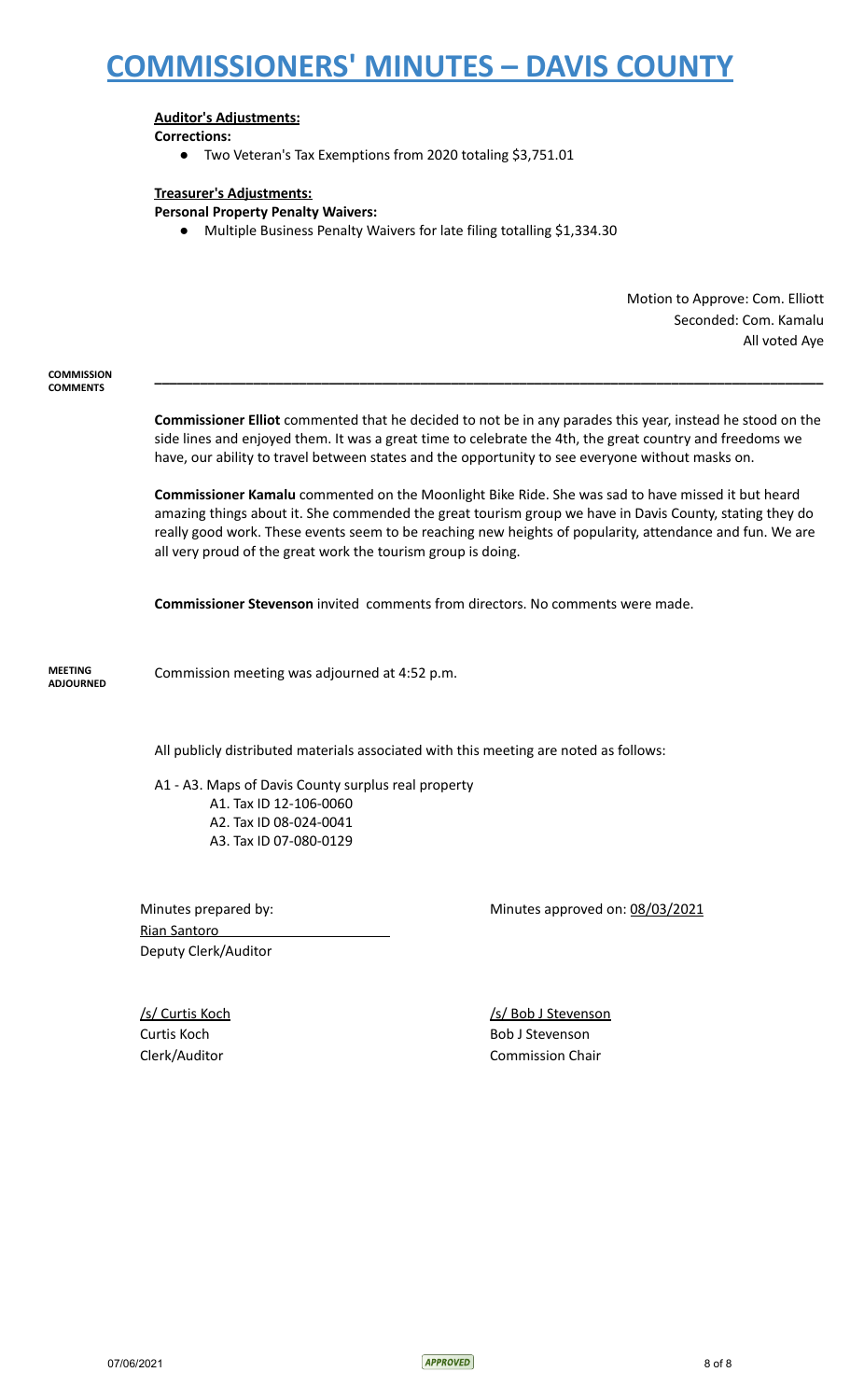**Auditor's Adjustments:**

**Corrections:**

- Two Veteran's Tax Exemptions from 2020 totaling $3,751.01

**Treasurer's Adjustments:**

**Personal Property Penalty Waivers:**

- Multiple Business Penalty Waivers for late filing totalling $1,334.30

Motion to Approve: Com. Elliott
Seconded: Com. Kamalu
All voted Aye

**COMMISSION COMMENTS**

**Commissioner Elliot** commented that he decided to not be in any parades this year, instead he stood on the side lines and enjoyed them. It was a great time to celebrate the 4th, the great country and freedoms we have, our ability to travel between states and the opportunity to see everyone without masks on.

**Commissioner Kamalu** commented on the Moonlight Bike Ride. She was sad to have missed it but heard amazing things about it. She commended the great tourism group we have in Davis County, stating they do really good work. These events seem to be reaching new heights of popularity, attendance and fun. We are all very proud of the great work the tourism group is doing.

**Commissioner Stevenson** invited comments from directors. No comments were made.

**MEETING ADJOURNED**

Commission meeting was adjourned at 4:52 p.m.

All publicly distributed materials associated with this meeting are noted as follows:

A1 - A3. Maps of Davis County surplus real property
 A1. Tax ID 12-106-0060
 A2. Tax ID 08-024-0041
 A3. Tax ID 07-080-0129

Minutes prepared by:
Rian Santoro
Deputy Clerk/Auditor

Minutes approved on: 08/03/2021

/s/ Curtis Koch
Curtis Koch
Clerk/Auditor

/s/ Bob J Stevenson
Bob J Stevenson
Commission Chair